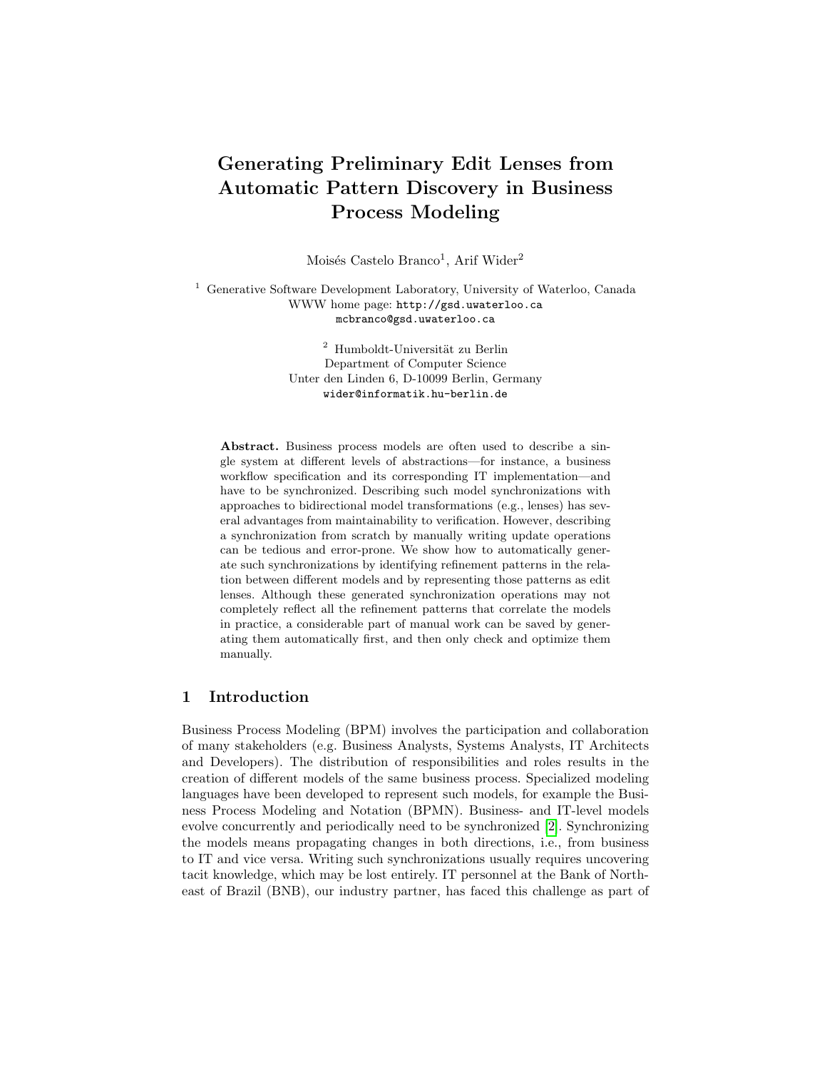# Generating Preliminary Edit Lenses from Automatic Pattern Discovery in Business Process Modeling

Moisés Castelo Branco[1], Arif Wider[2]

[1] Generative Software Development Laboratory, University of Waterloo, Canada
WWW home page: http://gsd.uwaterloo.ca
mcbranco@gsd.uwaterloo.ca

[2] Humboldt-Universität zu Berlin
Department of Computer Science
Unter den Linden 6, D-10099 Berlin, Germany
wider@informatik.hu-berlin.de

**Abstract.** Business process models are often used to describe a single system at different levels of abstractions—for instance, a business workflow specification and its corresponding IT implementation—and have to be synchronized. Describing such model synchronizations with approaches to bidirectional model transformations (e.g., lenses) has several advantages from maintainability to verification. However, describing a synchronization from scratch by manually writing update operations can be tedious and error-prone. We show how to automatically generate such synchronizations by identifying refinement patterns in the relation between different models and by representing those patterns as edit lenses. Although these generated synchronization operations may not completely reflect all the refinement patterns that correlate the models in practice, a considerable part of manual work can be saved by generating them automatically first, and then only check and optimize them manually.

## 1 Introduction

Business Process Modeling (BPM) involves the participation and collaboration of many stakeholders (e.g. Business Analysts, Systems Analysts, IT Architects and Developers). The distribution of responsibilities and roles results in the creation of different models of the same business process. Specialized modeling languages have been developed to represent such models, for example the Business Process Modeling and Notation (BPMN). Business- and IT-level models evolve concurrently and periodically need to be synchronized [2]. Synchronizing the models means propagating changes in both directions, i.e., from business to IT and vice versa. Writing such synchronizations usually requires uncovering tacit knowledge, which may be lost entirely. IT personnel at the Bank of Northeast of Brazil (BNB), our industry partner, has faced this challenge as part of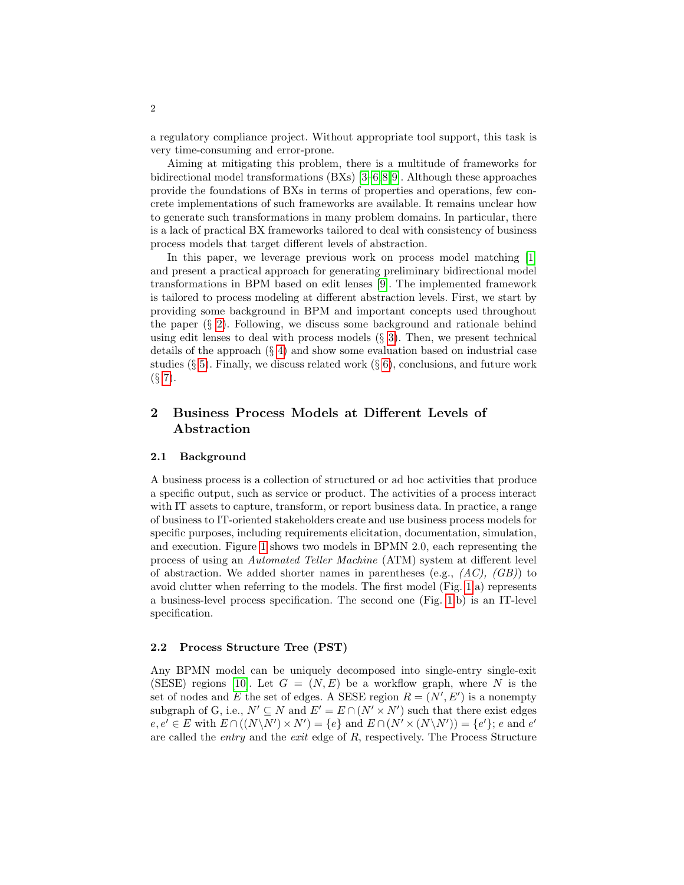a regulatory compliance project. Without appropriate tool support, this task is very time-consuming and error-prone.

Aiming at mitigating this problem, there is a multitude of frameworks for bidirectional model transformations (BXs) [3–6,8,9]. Although these approaches provide the foundations of BXs in terms of properties and operations, few concrete implementations of such frameworks are available. It remains unclear how to generate such transformations in many problem domains. In particular, there is a lack of practical BX frameworks tailored to deal with consistency of business process models that target different levels of abstraction.

In this paper, we leverage previous work on process model matching [1] and present a practical approach for generating preliminary bidirectional model transformations in BPM based on edit lenses [9]. The implemented framework is tailored to process modeling at different abstraction levels. First, we start by providing some background in BPM and important concepts used throughout the paper (§ 2). Following, we discuss some background and rationale behind using edit lenses to deal with process models (§ 3). Then, we present technical details of the approach (§ 4) and show some evaluation based on industrial case studies (§ 5). Finally, we discuss related work (§ 6), conclusions, and future work (§ 7).

## 2 Business Process Models at Different Levels of Abstraction

### 2.1 Background

A business process is a collection of structured or ad hoc activities that produce a specific output, such as service or product. The activities of a process interact with IT assets to capture, transform, or report business data. In practice, a range of business to IT-oriented stakeholders create and use business process models for specific purposes, including requirements elicitation, documentation, simulation, and execution. Figure 1 shows two models in BPMN 2.0, each representing the process of using an *Automated Teller Machine* (ATM) system at different level of abstraction. We added shorter names in parentheses (e.g., *(AC), (GB)*) to avoid clutter when referring to the models. The first model (Fig. 1 a) represents a business-level process specification. The second one (Fig. 1 b) is an IT-level specification.

### 2.2 Process Structure Tree (PST)

Any BPMN model can be uniquely decomposed into single-entry single-exit (SESE) regions [10]. Let $G = (N, E)$ be a workflow graph, where $N$ is the set of nodes and $E$ the set of edges. A SESE region $R = (N', E')$ is a nonempty subgraph of G, i.e., $N' \subseteq N$ and $E' = E \cap (N' \times N')$ such that there exist edges $e, e' \in E$ with $E \cap ((N \backslash N') \times N') = \{e\}$ and $E \cap (N' \times (N \backslash N')) = \{e'\}$; $e$ and $e'$ are called the *entry* and the *exit* edge of $R$, respectively. The Process Structure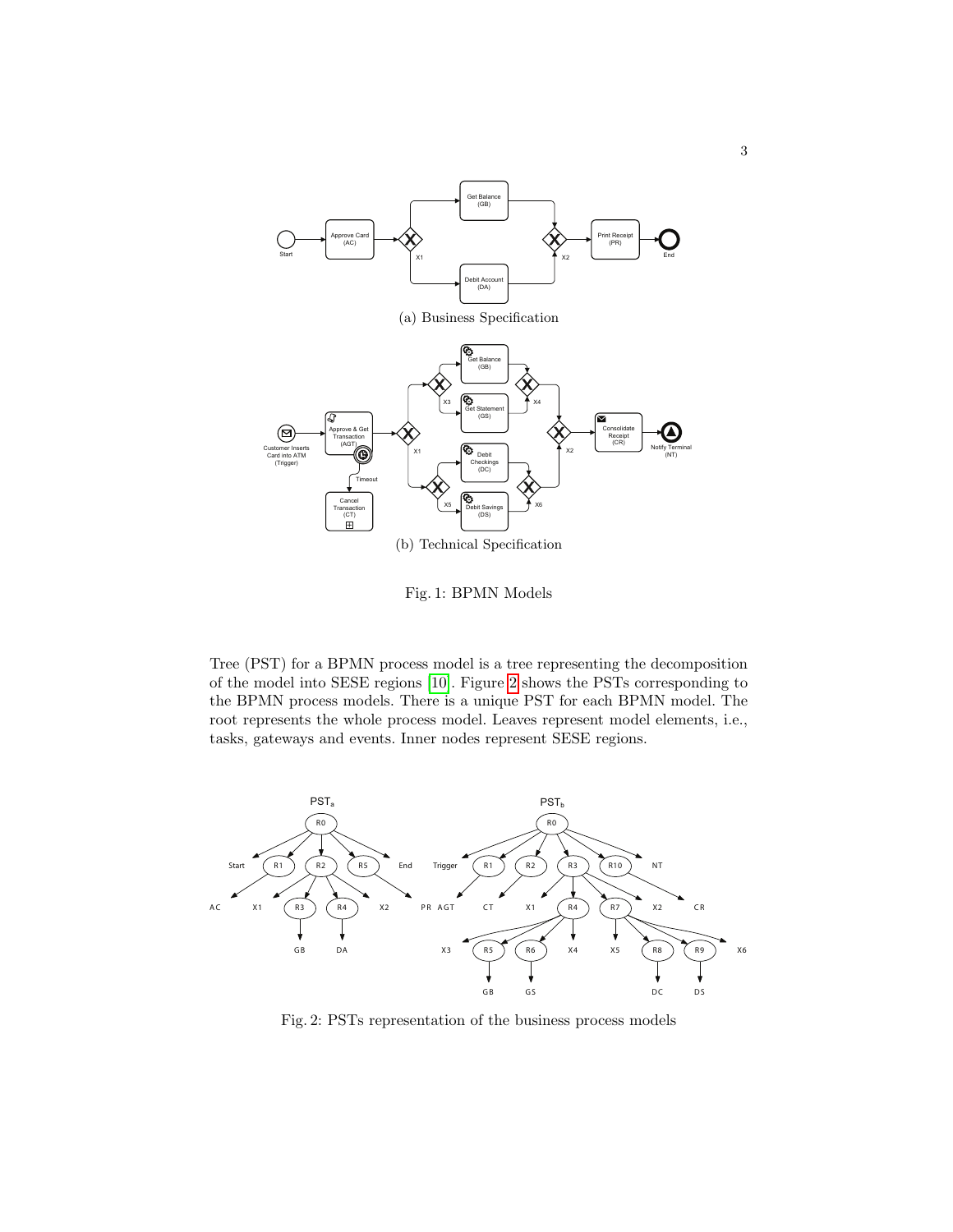(a) Business Specification

(b) Technical Specification

Fig. 1: BPMN Models

Tree (PST) for a BPMN process model is a tree representing the decomposition of the model into SESE regions [10]. Figure 2 shows the PSTs corresponding to the BPMN process models. There is a unique PST for each BPMN model. The root represents the whole process model. Leaves represent model elements, i.e., tasks, gateways and events. Inner nodes represent SESE regions.

Fig. 2: PSTs representation of the business process models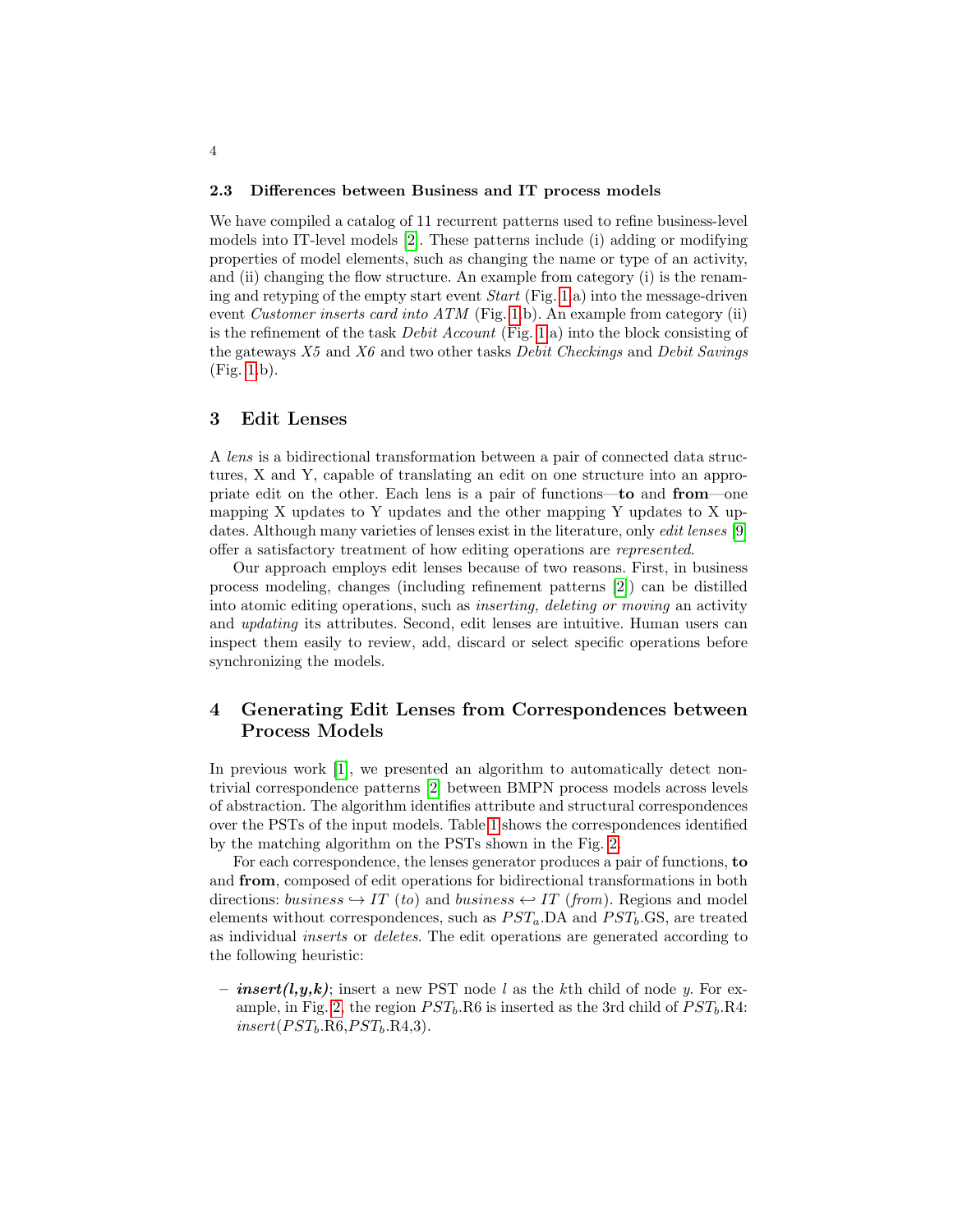### 2.3 Differences between Business and IT process models

We have compiled a catalog of 11 recurrent patterns used to refine business-level models into IT-level models [2]. These patterns include (i) adding or modifying properties of model elements, such as changing the name or type of an activity, and (ii) changing the flow structure. An example from category (i) is the renaming and retyping of the empty start event *Start* (Fig. 1.a) into the message-driven event *Customer inserts card into ATM* (Fig. 1.b). An example from category (ii) is the refinement of the task *Debit Account* (Fig. 1.a) into the block consisting of the gateways *X5* and *X6* and two other tasks *Debit Checkings* and *Debit Savings* (Fig. 1.b).

## 3 Edit Lenses

A *lens* is a bidirectional transformation between a pair of connected data structures, X and Y, capable of translating an edit on one structure into an appropriate edit on the other. Each lens is a pair of functions—**to** and **from**—one mapping X updates to Y updates and the other mapping Y updates to X updates. Although many varieties of lenses exist in the literature, only *edit lenses* [9] offer a satisfactory treatment of how editing operations are *represented*.

Our approach employs edit lenses because of two reasons. First, in business process modeling, changes (including refinement patterns [2]) can be distilled into atomic editing operations, such as *inserting, deleting or moving* an activity and *updating* its attributes. Second, edit lenses are intuitive. Human users can inspect them easily to review, add, discard or select specific operations before synchronizing the models.

## 4 Generating Edit Lenses from Correspondences between Process Models

In previous work [1], we presented an algorithm to automatically detect non-trivial correspondence patterns [2] between BMPN process models across levels of abstraction. The algorithm identifies attribute and structural correspondences over the PSTs of the input models. Table 1 shows the correspondences identified by the matching algorithm on the PSTs shown in the Fig. 2.

For each correspondence, the lenses generator produces a pair of functions, **to** and **from**, composed of edit operations for bidirectional transformations in both directions: *business* $\hookrightarrow$ *IT* (*to*) and *business* $\hookleftarrow$ *IT* (*from*). Regions and model elements without correspondences, such as $PST_a$.DA and $PST_b$.GS, are treated as individual *inserts* or *deletes*. The edit operations are generated according to the following heuristic:

- ***insert(l,y,k)***; insert a new PST node $l$ as the $k$th child of node $y$. For example, in Fig. 2, the region $PST_b$.R6 is inserted as the 3rd child of $PST_b$.R4: *insert*($PST_b$.R6,$PST_b$.R4,3).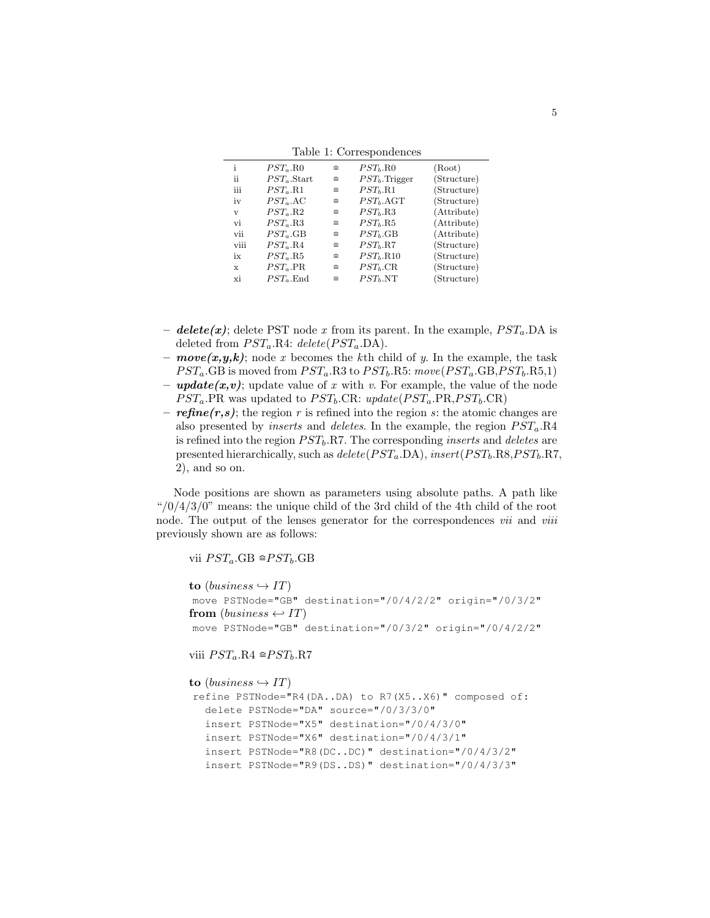Table 1: Correspondences

| | | | | |
|---|---|---|---|---|
| i | $PST_a$.R0 | ≘ | $PST_b$.R0 | (Root) |
| ii | $PST_a$.Start | ≘ | $PST_b$.Trigger | (Structure) |
| iii | $PST_a$.R1 | ≘ | $PST_b$.R1 | (Structure) |
| iv | $PST_a$.AC | ≘ | $PST_b$.AGT | (Structure) |
| v | $PST_a$.R2 | ≘ | $PST_b$.R3 | (Attribute) |
| vi | $PST_a$.R3 | ≘ | $PST_b$.R5 | (Attribute) |
| vii | $PST_a$.GB | ≘ | $PST_b$.GB | (Attribute) |
| viii | $PST_a$.R4 | ≘ | $PST_b$.R7 | (Structure) |
| ix | $PST_a$.R5 | ≘ | $PST_b$.R10 | (Structure) |
| x | $PST_a$.PR | ≘ | $PST_b$.CR | (Structure) |
| xi | $PST_a$.End | ≘ | $PST_b$.NT | (Structure) |

- ***delete(x)***; delete PST node $x$ from its parent. In the example, $PST_a$.DA is deleted from $PST_a$.R4: *delete*($PST_a$.DA).
- ***move(x,y,k)***; node $x$ becomes the $k$th child of $y$. In the example, the task $PST_a$.GB is moved from $PST_a$.R3 to $PST_b$.R5: *move*($PST_a$.GB,$PST_b$.R5,1)
- ***update(x,v)***; update value of $x$ with $v$. For example, the value of the node $PST_a$.PR was updated to $PST_b$.CR: *update*($PST_a$.PR,$PST_b$.CR)
- ***refine(r,s)***; the region $r$ is refined into the region $s$: the atomic changes are also presented by *inserts* and *deletes*. In the example, the region $PST_a$.R4 is refined into the region $PST_b$.R7. The corresponding *inserts* and *deletes* are presented hierarchically, such as *delete*($PST_a$.DA), *insert*($PST_b$.R8,$PST_b$.R7, 2), and so on.

Node positions are shown as parameters using absolute paths. A path like "/0/4/3/0" means: the unique child of the 3rd child of the 4th child of the root node. The output of the lenses generator for the correspondences *vii* and *viii* previously shown are as follows:

vii $PST_a$.GB ≘$PST_b$.GB

**to** ($business \hookrightarrow IT$)
```
move PSTNode="GB" destination="/0/4/2/2" origin="/0/3/2"
```
**from** ($business \hookleftarrow IT$)
```
move PSTNode="GB" destination="/0/3/2" origin="/0/4/2/2"
```

viii $PST_a$.R4 ≘$PST_b$.R7

**to** ($business \hookrightarrow IT$)
```
refine PSTNode="R4(DA..DA) to R7(X5..X6)" composed of:
  delete PSTNode="DA" source="/0/3/3/0"
  insert PSTNode="X5" destination="/0/4/3/0"
  insert PSTNode="X6" destination="/0/4/3/1"
  insert PSTNode="R8(DC..DC)" destination="/0/4/3/2"
  insert PSTNode="R9(DS..DS)" destination="/0/4/3/3"
```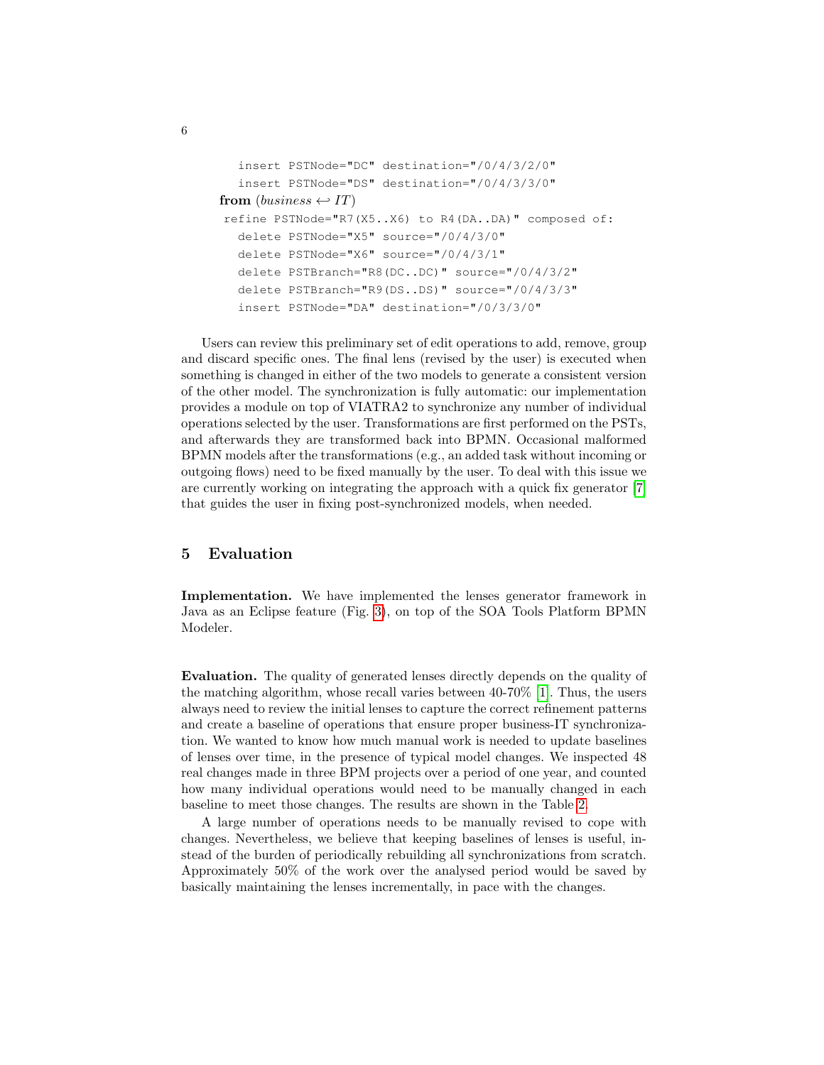```
    insert PSTNode="DC" destination="/0/4/3/2/0"
    insert PSTNode="DS" destination="/0/4/3/3/0"
from (business ↔ IT)
 refine PSTNode="R7(X5..X6) to R4(DA..DA)" composed of:
    delete PSTNode="X5" source="/0/4/3/0"
    delete PSTNode="X6" source="/0/4/3/1"
    delete PSTBranch="R8(DC..DC)" source="/0/4/3/2"
    delete PSTBranch="R9(DS..DS)" source="/0/4/3/3"
    insert PSTNode="DA" destination="/0/3/3/0"
```

Users can review this preliminary set of edit operations to add, remove, group and discard specific ones. The final lens (revised by the user) is executed when something is changed in either of the two models to generate a consistent version of the other model. The synchronization is fully automatic: our implementation provides a module on top of VIATRA2 to synchronize any number of individual operations selected by the user. Transformations are first performed on the PSTs, and afterwards they are transformed back into BPMN. Occasional malformed BPMN models after the transformations (e.g., an added task without incoming or outgoing flows) need to be fixed manually by the user. To deal with this issue we are currently working on integrating the approach with a quick fix generator [7] that guides the user in fixing post-synchronized models, when needed.

## 5 Evaluation

**Implementation.** We have implemented the lenses generator framework in Java as an Eclipse feature (Fig. 3), on top of the SOA Tools Platform BPMN Modeler.

**Evaluation.** The quality of generated lenses directly depends on the quality of the matching algorithm, whose recall varies between 40-70% [1]. Thus, the users always need to review the initial lenses to capture the correct refinement patterns and create a baseline of operations that ensure proper business-IT synchronization. We wanted to know how much manual work is needed to update baselines of lenses over time, in the presence of typical model changes. We inspected 48 real changes made in three BPM projects over a period of one year, and counted how many individual operations would need to be manually changed in each baseline to meet those changes. The results are shown in the Table 2.

A large number of operations needs to be manually revised to cope with changes. Nevertheless, we believe that keeping baselines of lenses is useful, instead of the burden of periodically rebuilding all synchronizations from scratch. Approximately 50% of the work over the analysed period would be saved by basically maintaining the lenses incrementally, in pace with the changes.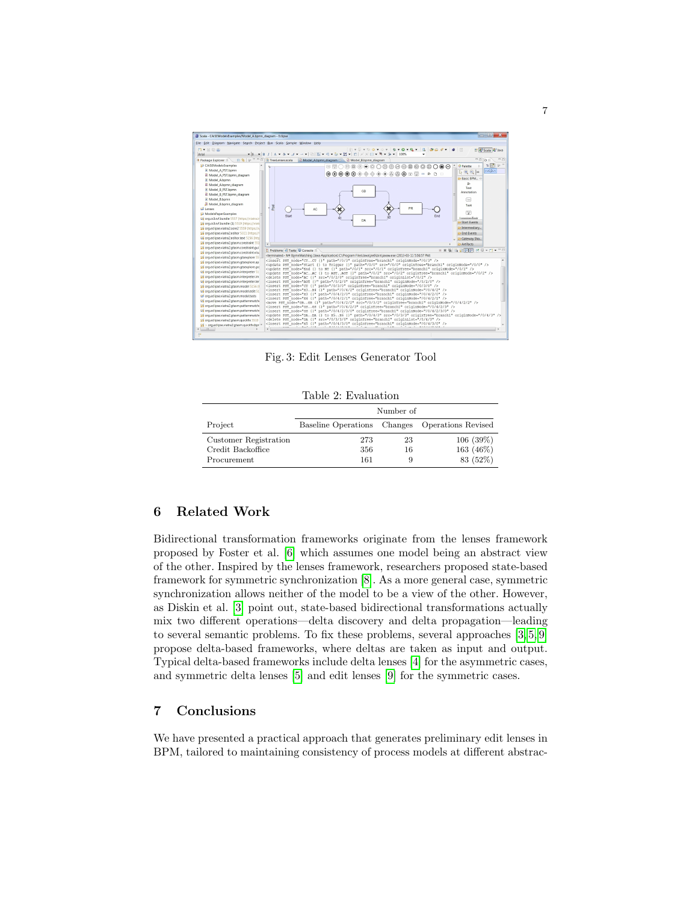Fig. 3: Edit Lenses Generator Tool

Table 2: Evaluation

| Project | Number of | | |
|---|---|---|---|
| | Baseline Operations | Changes | Operations Revised |
| Customer Registration | 273 | 23 | 106 (39%) |
| Credit Backoffice | 356 | 16 | 163 (46%) |
| Procurement | 161 | 9 | 83 (52%) |

## 6 Related Work

Bidirectional transformation frameworks originate from the lenses framework proposed by Foster et al. [6] which assumes one model being an abstract view of the other. Inspired by the lenses framework, researchers proposed state-based framework for symmetric synchronization [8]. As a more general case, symmetric synchronization allows neither of the model to be a view of the other. However, as Diskin et al. [3] point out, state-based bidirectional transformations actually mix two different operations—delta discovery and delta propagation—leading to several semantic problems. To fix these problems, several approaches [3,5,9] propose delta-based frameworks, where deltas are taken as input and output. Typical delta-based frameworks include delta lenses [4] for the asymmetric cases, and symmetric delta lenses [5] and edit lenses [9] for the symmetric cases.

## 7 Conclusions

We have presented a practical approach that generates preliminary edit lenses in BPM, tailored to maintaining consistency of process models at different abstrac-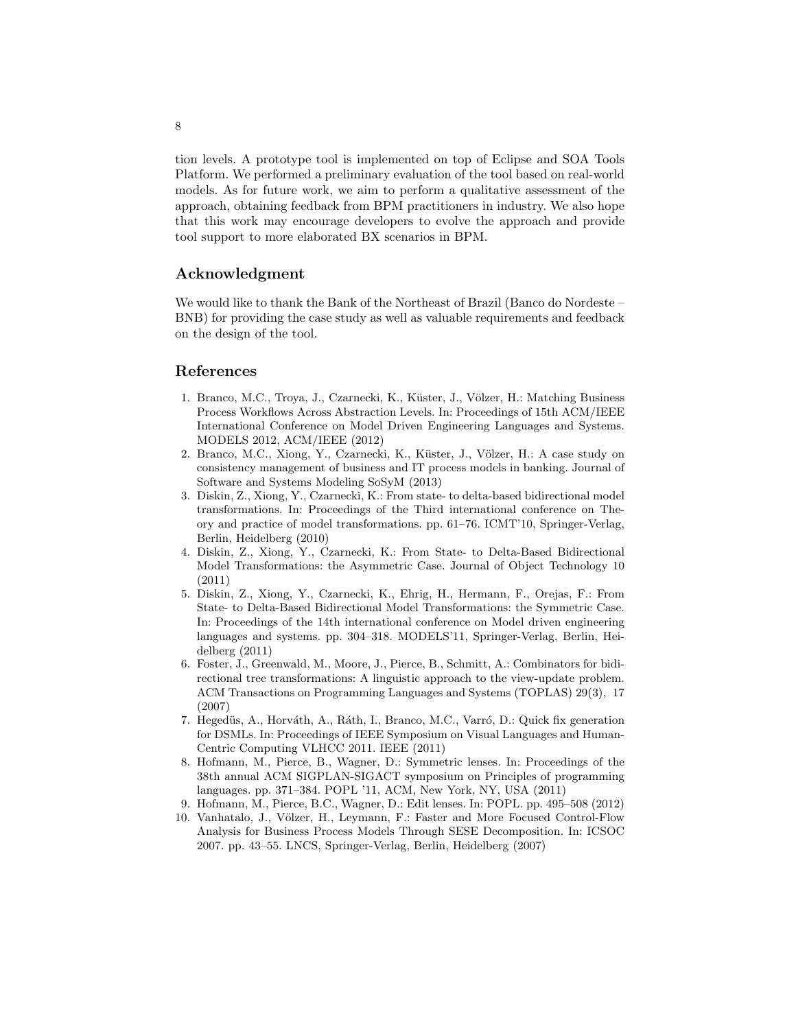tion levels. A prototype tool is implemented on top of Eclipse and SOA Tools Platform. We performed a preliminary evaluation of the tool based on real-world models. As for future work, we aim to perform a qualitative assessment of the approach, obtaining feedback from BPM practitioners in industry. We also hope that this work may encourage developers to evolve the approach and provide tool support to more elaborated BX scenarios in BPM.

## Acknowledgment

We would like to thank the Bank of the Northeast of Brazil (Banco do Nordeste – BNB) for providing the case study as well as valuable requirements and feedback on the design of the tool.

## References

1. Branco, M.C., Troya, J., Czarnecki, K., Küster, J., Völzer, H.: Matching Business Process Workflows Across Abstraction Levels. In: Proceedings of 15th ACM/IEEE International Conference on Model Driven Engineering Languages and Systems. MODELS 2012, ACM/IEEE (2012)
2. Branco, M.C., Xiong, Y., Czarnecki, K., Küster, J., Völzer, H.: A case study on consistency management of business and IT process models in banking. Journal of Software and Systems Modeling SoSyM (2013)
3. Diskin, Z., Xiong, Y., Czarnecki, K.: From state- to delta-based bidirectional model transformations. In: Proceedings of the Third international conference on Theory and practice of model transformations. pp. 61–76. ICMT'10, Springer-Verlag, Berlin, Heidelberg (2010)
4. Diskin, Z., Xiong, Y., Czarnecki, K.: From State- to Delta-Based Bidirectional Model Transformations: the Asymmetric Case. Journal of Object Technology 10 (2011)
5. Diskin, Z., Xiong, Y., Czarnecki, K., Ehrig, H., Hermann, F., Orejas, F.: From State- to Delta-Based Bidirectional Model Transformations: the Symmetric Case. In: Proceedings of the 14th international conference on Model driven engineering languages and systems. pp. 304–318. MODELS'11, Springer-Verlag, Berlin, Heidelberg (2011)
6. Foster, J., Greenwald, M., Moore, J., Pierce, B., Schmitt, A.: Combinators for bidirectional tree transformations: A linguistic approach to the view-update problem. ACM Transactions on Programming Languages and Systems (TOPLAS) 29(3), 17 (2007)
7. Hegedüs, A., Horváth, A., Ráth, I., Branco, M.C., Varró, D.: Quick fix generation for DSMLs. In: Proceedings of IEEE Symposium on Visual Languages and Human-Centric Computing VLHCC 2011. IEEE (2011)
8. Hofmann, M., Pierce, B., Wagner, D.: Symmetric lenses. In: Proceedings of the 38th annual ACM SIGPLAN-SIGACT symposium on Principles of programming languages. pp. 371–384. POPL '11, ACM, New York, NY, USA (2011)
9. Hofmann, M., Pierce, B.C., Wagner, D.: Edit lenses. In: POPL. pp. 495–508 (2012)
10. Vanhatalo, J., Völzer, H., Leymann, F.: Faster and More Focused Control-Flow Analysis for Business Process Models Through SESE Decomposition. In: ICSOC 2007. pp. 43–55. LNCS, Springer-Verlag, Berlin, Heidelberg (2007)